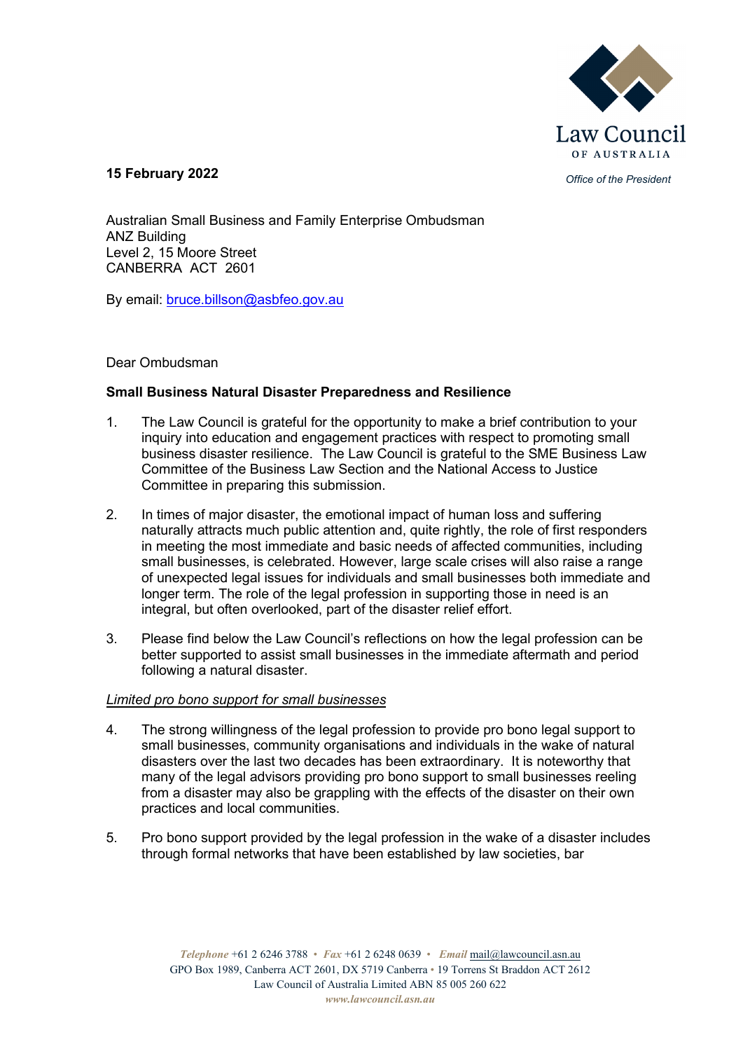Law Council OF AUSTRALIA

*Office of the President*

**15 February 2022**

Australian Small Business and Family Enterprise Ombudsman
ANZ Building
Level 2, 15 Moore Street
CANBERRA ACT 2601

By email: bruce.billson@asbfeo.gov.au

Dear Ombudsman

**Small Business Natural Disaster Preparedness and Resilience**

1. The Law Council is grateful for the opportunity to make a brief contribution to your inquiry into education and engagement practices with respect to promoting small business disaster resilience. The Law Council is grateful to the SME Business Law Committee of the Business Law Section and the National Access to Justice Committee in preparing this submission.

2. In times of major disaster, the emotional impact of human loss and suffering naturally attracts much public attention and, quite rightly, the role of first responders in meeting the most immediate and basic needs of affected communities, including small businesses, is celebrated. However, large scale crises will also raise a range of unexpected legal issues for individuals and small businesses both immediate and longer term. The role of the legal profession in supporting those in need is an integral, but often overlooked, part of the disaster relief effort.

3. Please find below the Law Council's reflections on how the legal profession can be better supported to assist small businesses in the immediate aftermath and period following a natural disaster.

*Limited pro bono support for small businesses*

4. The strong willingness of the legal profession to provide pro bono legal support to small businesses, community organisations and individuals in the wake of natural disasters over the last two decades has been extraordinary. It is noteworthy that many of the legal advisors providing pro bono support to small businesses reeling from a disaster may also be grappling with the effects of the disaster on their own practices and local communities.

5. Pro bono support provided by the legal profession in the wake of a disaster includes through formal networks that have been established by law societies, bar

*Telephone* +61 2 6246 3788 • *Fax* +61 2 6248 0639 • *Email* mail@lawcouncil.asn.au
GPO Box 1989, Canberra ACT 2601, DX 5719 Canberra • 19 Torrens St Braddon ACT 2612
Law Council of Australia Limited ABN 85 005 260 622
*www.lawcouncil.asn.au*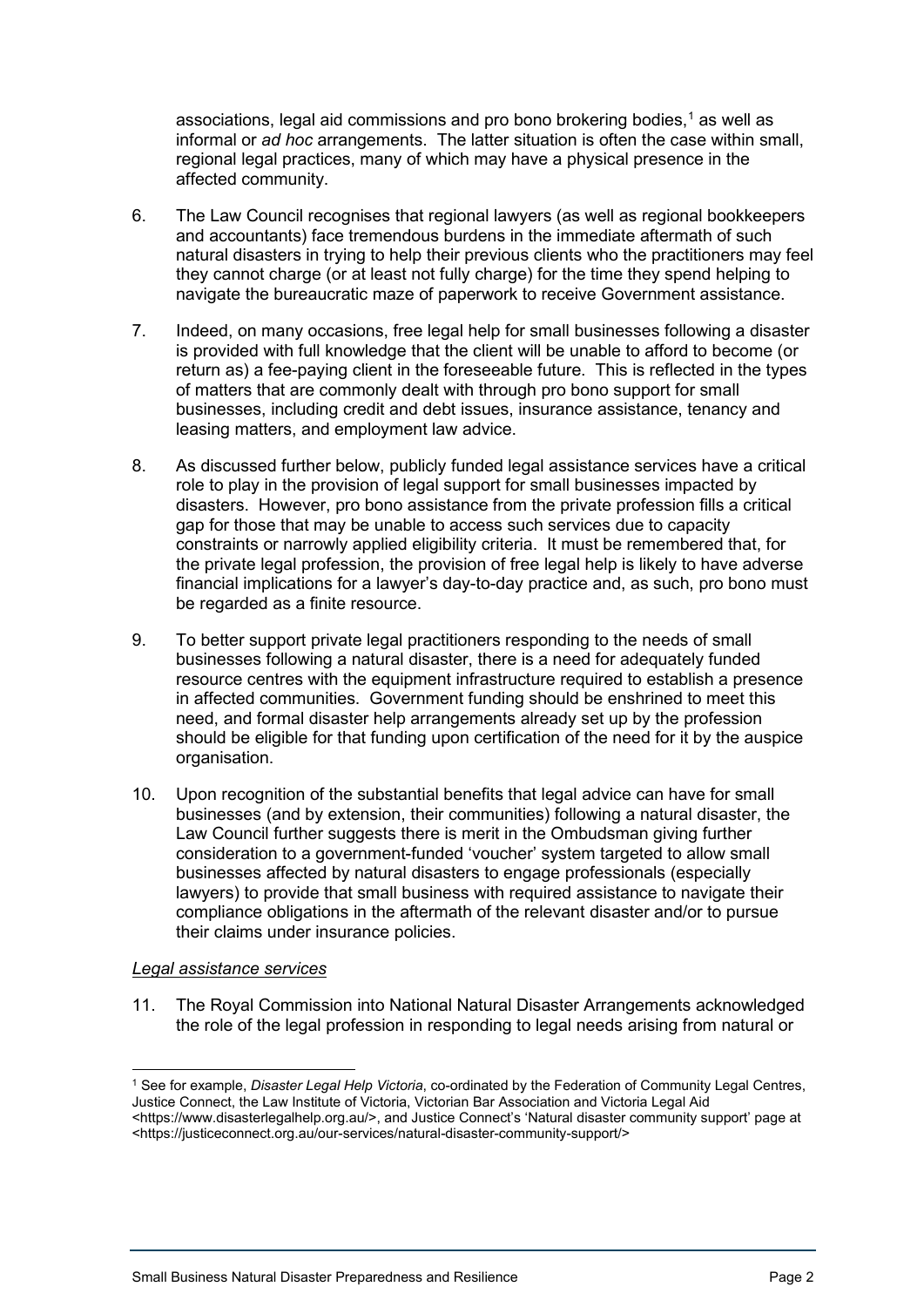associations, legal aid commissions and pro bono brokering bodies,[1] as well as informal or *ad hoc* arrangements. The latter situation is often the case within small, regional legal practices, many of which may have a physical presence in the affected community.

6. The Law Council recognises that regional lawyers (as well as regional bookkeepers and accountants) face tremendous burdens in the immediate aftermath of such natural disasters in trying to help their previous clients who the practitioners may feel they cannot charge (or at least not fully charge) for the time they spend helping to navigate the bureaucratic maze of paperwork to receive Government assistance.

7. Indeed, on many occasions, free legal help for small businesses following a disaster is provided with full knowledge that the client will be unable to afford to become (or return as) a fee-paying client in the foreseeable future. This is reflected in the types of matters that are commonly dealt with through pro bono support for small businesses, including credit and debt issues, insurance assistance, tenancy and leasing matters, and employment law advice.

8. As discussed further below, publicly funded legal assistance services have a critical role to play in the provision of legal support for small businesses impacted by disasters. However, pro bono assistance from the private profession fills a critical gap for those that may be unable to access such services due to capacity constraints or narrowly applied eligibility criteria. It must be remembered that, for the private legal profession, the provision of free legal help is likely to have adverse financial implications for a lawyer's day-to-day practice and, as such, pro bono must be regarded as a finite resource.

9. To better support private legal practitioners responding to the needs of small businesses following a natural disaster, there is a need for adequately funded resource centres with the equipment infrastructure required to establish a presence in affected communities. Government funding should be enshrined to meet this need, and formal disaster help arrangements already set up by the profession should be eligible for that funding upon certification of the need for it by the auspice organisation.

10. Upon recognition of the substantial benefits that legal advice can have for small businesses (and by extension, their communities) following a natural disaster, the Law Council further suggests there is merit in the Ombudsman giving further consideration to a government-funded 'voucher' system targeted to allow small businesses affected by natural disasters to engage professionals (especially lawyers) to provide that small business with required assistance to navigate their compliance obligations in the aftermath of the relevant disaster and/or to pursue their claims under insurance policies.

*Legal assistance services*

11. The Royal Commission into National Natural Disaster Arrangements acknowledged the role of the legal profession in responding to legal needs arising from natural or

---

[1] See for example, *Disaster Legal Help Victoria*, co-ordinated by the Federation of Community Legal Centres, Justice Connect, the Law Institute of Victoria, Victorian Bar Association and Victoria Legal Aid <https://www.disasterlegalhelp.org.au/>, and Justice Connect's 'Natural disaster community support' page at <https://justiceconnect.org.au/our-services/natural-disaster-community-support/>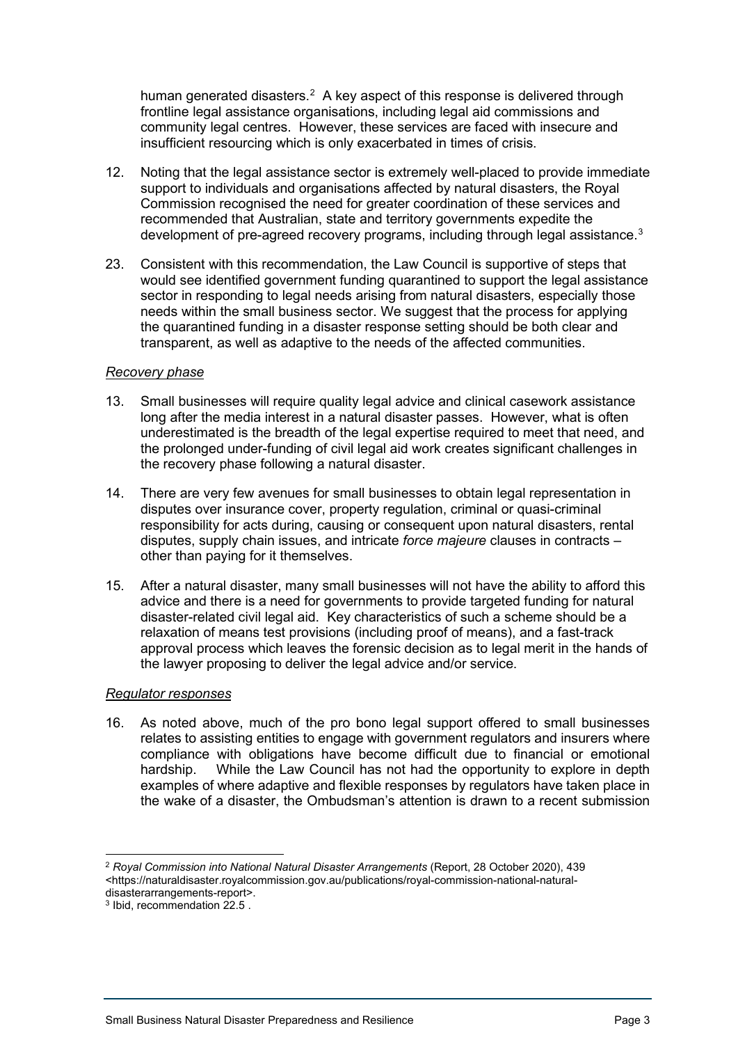human generated disasters.[2] A key aspect of this response is delivered through frontline legal assistance organisations, including legal aid commissions and community legal centres. However, these services are faced with insecure and insufficient resourcing which is only exacerbated in times of crisis.

12. Noting that the legal assistance sector is extremely well-placed to provide immediate support to individuals and organisations affected by natural disasters, the Royal Commission recognised the need for greater coordination of these services and recommended that Australian, state and territory governments expedite the development of pre-agreed recovery programs, including through legal assistance.[3]

23. Consistent with this recommendation, the Law Council is supportive of steps that would see identified government funding quarantined to support the legal assistance sector in responding to legal needs arising from natural disasters, especially those needs within the small business sector. We suggest that the process for applying the quarantined funding in a disaster response setting should be both clear and transparent, as well as adaptive to the needs of the affected communities.

### *Recovery phase*

13. Small businesses will require quality legal advice and clinical casework assistance long after the media interest in a natural disaster passes. However, what is often underestimated is the breadth of the legal expertise required to meet that need, and the prolonged under-funding of civil legal aid work creates significant challenges in the recovery phase following a natural disaster.

14. There are very few avenues for small businesses to obtain legal representation in disputes over insurance cover, property regulation, criminal or quasi-criminal responsibility for acts during, causing or consequent upon natural disasters, rental disputes, supply chain issues, and intricate *force majeure* clauses in contracts – other than paying for it themselves.

15. After a natural disaster, many small businesses will not have the ability to afford this advice and there is a need for governments to provide targeted funding for natural disaster-related civil legal aid. Key characteristics of such a scheme should be a relaxation of means test provisions (including proof of means), and a fast-track approval process which leaves the forensic decision as to legal merit in the hands of the lawyer proposing to deliver the legal advice and/or service.

### *Regulator responses*

16. As noted above, much of the pro bono legal support offered to small businesses relates to assisting entities to engage with government regulators and insurers where compliance with obligations have become difficult due to financial or emotional hardship. While the Law Council has not had the opportunity to explore in depth examples of where adaptive and flexible responses by regulators have taken place in the wake of a disaster, the Ombudsman's attention is drawn to a recent submission

---

[2] *Royal Commission into National Natural Disaster Arrangements* (Report, 28 October 2020), 439 <https://naturaldisaster.royalcommission.gov.au/publications/royal-commission-national-natural-disasterarrangements-report>.

[3] Ibid, recommendation 22.5 .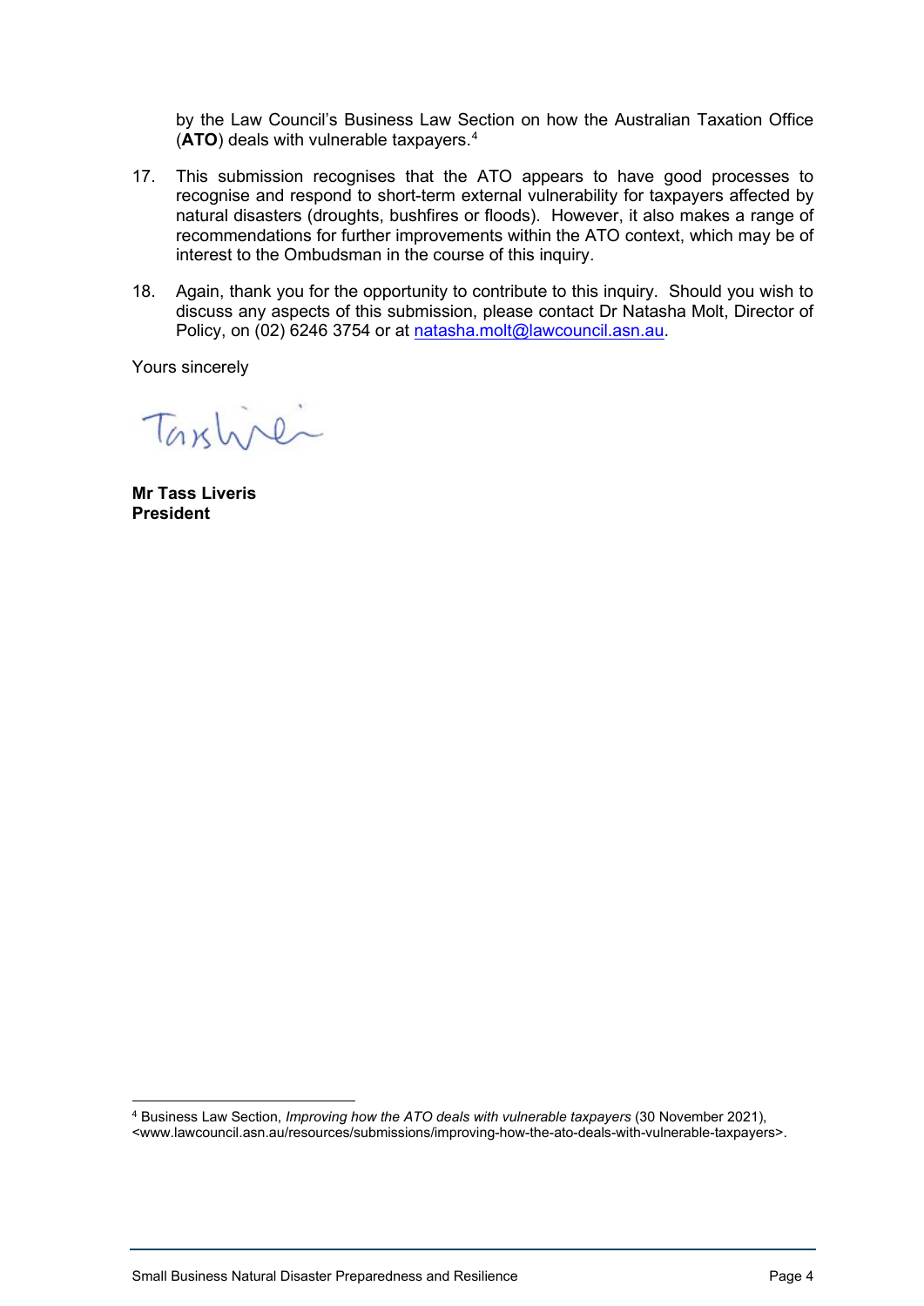by the Law Council's Business Law Section on how the Australian Taxation Office (**ATO**) deals with vulnerable taxpayers.[4]

17. This submission recognises that the ATO appears to have good processes to recognise and respond to short-term external vulnerability for taxpayers affected by natural disasters (droughts, bushfires or floods). However, it also makes a range of recommendations for further improvements within the ATO context, which may be of interest to the Ombudsman in the course of this inquiry.

18. Again, thank you for the opportunity to contribute to this inquiry. Should you wish to discuss any aspects of this submission, please contact Dr Natasha Molt, Director of Policy, on (02) 6246 3754 or at natasha.molt@lawcouncil.asn.au.

Yours sincerely

**Mr Tass Liveris**
**President**

---

[4] Business Law Section, *Improving how the ATO deals with vulnerable taxpayers* (30 November 2021), <www.lawcouncil.asn.au/resources/submissions/improving-how-the-ato-deals-with-vulnerable-taxpayers>.